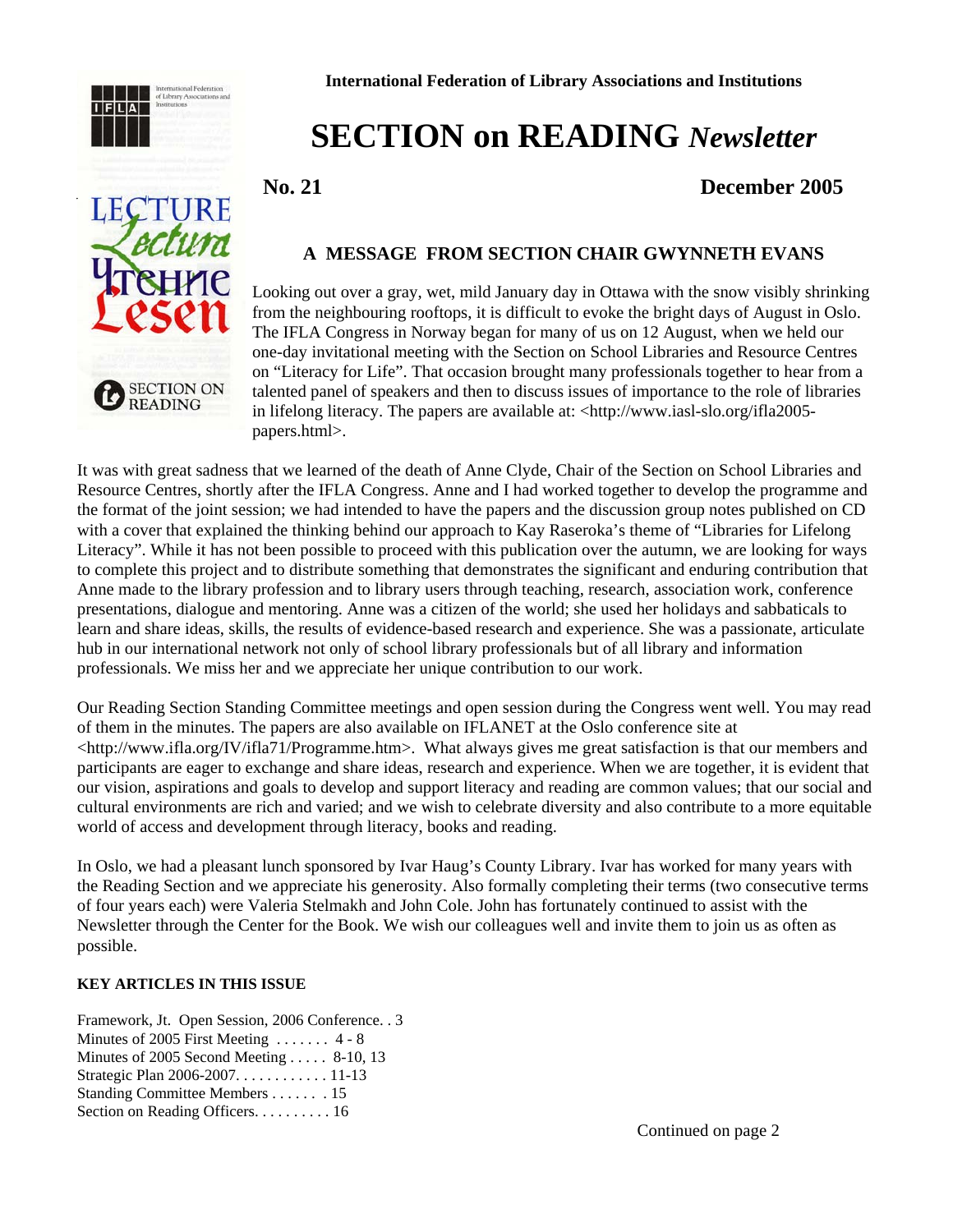International Federation of Library Associations and Institutions

# SECTION on READING *Newsletter*

**No. 21** **December 2005**

## A MESSAGE FROM SECTION CHAIR GWYNNETH EVANS

Looking out over a gray, wet, mild January day in Ottawa with the snow visibly shrinking from the neighbouring rooftops, it is difficult to evoke the bright days of August in Oslo. The IFLA Congress in Norway began for many of us on 12 August, when we held our one-day invitational meeting with the Section on School Libraries and Resource Centres on "Literacy for Life". That occasion brought many professionals together to hear from a talented panel of speakers and then to discuss issues of importance to the role of libraries in lifelong literacy. The papers are available at: <http://www.iasl-slo.org/ifla2005-papers.html>.

It was with great sadness that we learned of the death of Anne Clyde, Chair of the Section on School Libraries and Resource Centres, shortly after the IFLA Congress. Anne and I had worked together to develop the programme and the format of the joint session; we had intended to have the papers and the discussion group notes published on CD with a cover that explained the thinking behind our approach to Kay Raseroka's theme of "Libraries for Lifelong Literacy". While it has not been possible to proceed with this publication over the autumn, we are looking for ways to complete this project and to distribute something that demonstrates the significant and enduring contribution that Anne made to the library profession and to library users through teaching, research, association work, conference presentations, dialogue and mentoring. Anne was a citizen of the world; she used her holidays and sabbaticals to learn and share ideas, skills, the results of evidence-based research and experience. She was a passionate, articulate hub in our international network not only of school library professionals but of all library and information professionals. We miss her and we appreciate her unique contribution to our work.

Our Reading Section Standing Committee meetings and open session during the Congress went well. You may read of them in the minutes. The papers are also available on IFLANET at the Oslo conference site at <http://www.ifla.org/IV/ifla71/Programme.htm>. What always gives me great satisfaction is that our members and participants are eager to exchange and share ideas, research and experience. When we are together, it is evident that our vision, aspirations and goals to develop and support literacy and reading are common values; that our social and cultural environments are rich and varied; and we wish to celebrate diversity and also contribute to a more equitable world of access and development through literacy, books and reading.

In Oslo, we had a pleasant lunch sponsored by Ivar Haug's County Library. Ivar has worked for many years with the Reading Section and we appreciate his generosity. Also formally completing their terms (two consecutive terms of four years each) were Valeria Stelmakh and John Cole. John has fortunately continued to assist with the Newsletter through the Center for the Book. We wish our colleagues well and invite them to join us as often as possible.

**KEY ARTICLES IN THIS ISSUE**

Framework, Jt. Open Session, 2006 Conference. . 3
Minutes of 2005 First Meeting . . . . . . . 4 - 8
Minutes of 2005 Second Meeting . . . . . 8-10, 13
Strategic Plan 2006-2007. . . . . . . . . . . . 11-13
Standing Committee Members . . . . . . . 15
Section on Reading Officers. . . . . . . . . . 16

Continued on page 2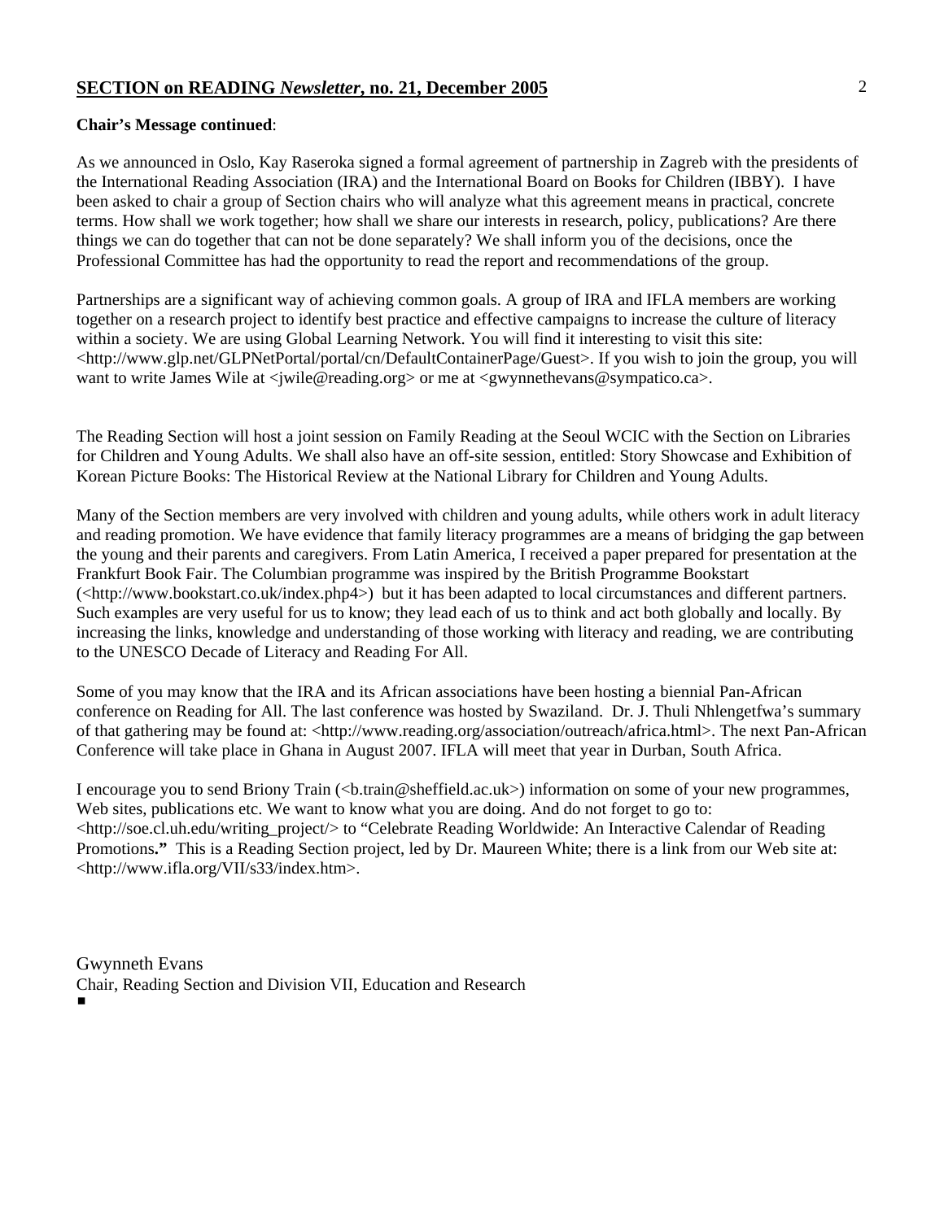**Chair's Message continued**:

As we announced in Oslo, Kay Raseroka signed a formal agreement of partnership in Zagreb with the presidents of the International Reading Association (IRA) and the International Board on Books for Children (IBBY). I have been asked to chair a group of Section chairs who will analyze what this agreement means in practical, concrete terms. How shall we work together; how shall we share our interests in research, policy, publications? Are there things we can do together that can not be done separately? We shall inform you of the decisions, once the Professional Committee has had the opportunity to read the report and recommendations of the group.

Partnerships are a significant way of achieving common goals. A group of IRA and IFLA members are working together on a research project to identify best practice and effective campaigns to increase the culture of literacy within a society. We are using Global Learning Network. You will find it interesting to visit this site: <http://www.glp.net/GLPNetPortal/portal/cn/DefaultContainerPage/Guest>. If you wish to join the group, you will want to write James Wile at <jwile@reading.org> or me at <gwynnethevans@sympatico.ca>.

The Reading Section will host a joint session on Family Reading at the Seoul WCIC with the Section on Libraries for Children and Young Adults. We shall also have an off-site session, entitled: Story Showcase and Exhibition of Korean Picture Books: The Historical Review at the National Library for Children and Young Adults.

Many of the Section members are very involved with children and young adults, while others work in adult literacy and reading promotion. We have evidence that family literacy programmes are a means of bridging the gap between the young and their parents and caregivers. From Latin America, I received a paper prepared for presentation at the Frankfurt Book Fair. The Columbian programme was inspired by the British Programme Bookstart (<http://www.bookstart.co.uk/index.php4>) but it has been adapted to local circumstances and different partners. Such examples are very useful for us to know; they lead each of us to think and act both globally and locally. By increasing the links, knowledge and understanding of those working with literacy and reading, we are contributing to the UNESCO Decade of Literacy and Reading For All.

Some of you may know that the IRA and its African associations have been hosting a biennial Pan-African conference on Reading for All. The last conference was hosted by Swaziland. Dr. J. Thuli Nhlengetfwa's summary of that gathering may be found at: <http://www.reading.org/association/outreach/africa.html>. The next Pan-African Conference will take place in Ghana in August 2007. IFLA will meet that year in Durban, South Africa.

I encourage you to send Briony Train (<b.train@sheffield.ac.uk>) information on some of your new programmes, Web sites, publications etc. We want to know what you are doing. And do not forget to go to: <http://soe.cl.uh.edu/writing_project/> to "Celebrate Reading Worldwide: An Interactive Calendar of Reading Promotions**."** This is a Reading Section project, led by Dr. Maureen White; there is a link from our Web site at: <http://www.ifla.org/VII/s33/index.htm>.

Gwynneth Evans
Chair, Reading Section and Division VII, Education and Research
■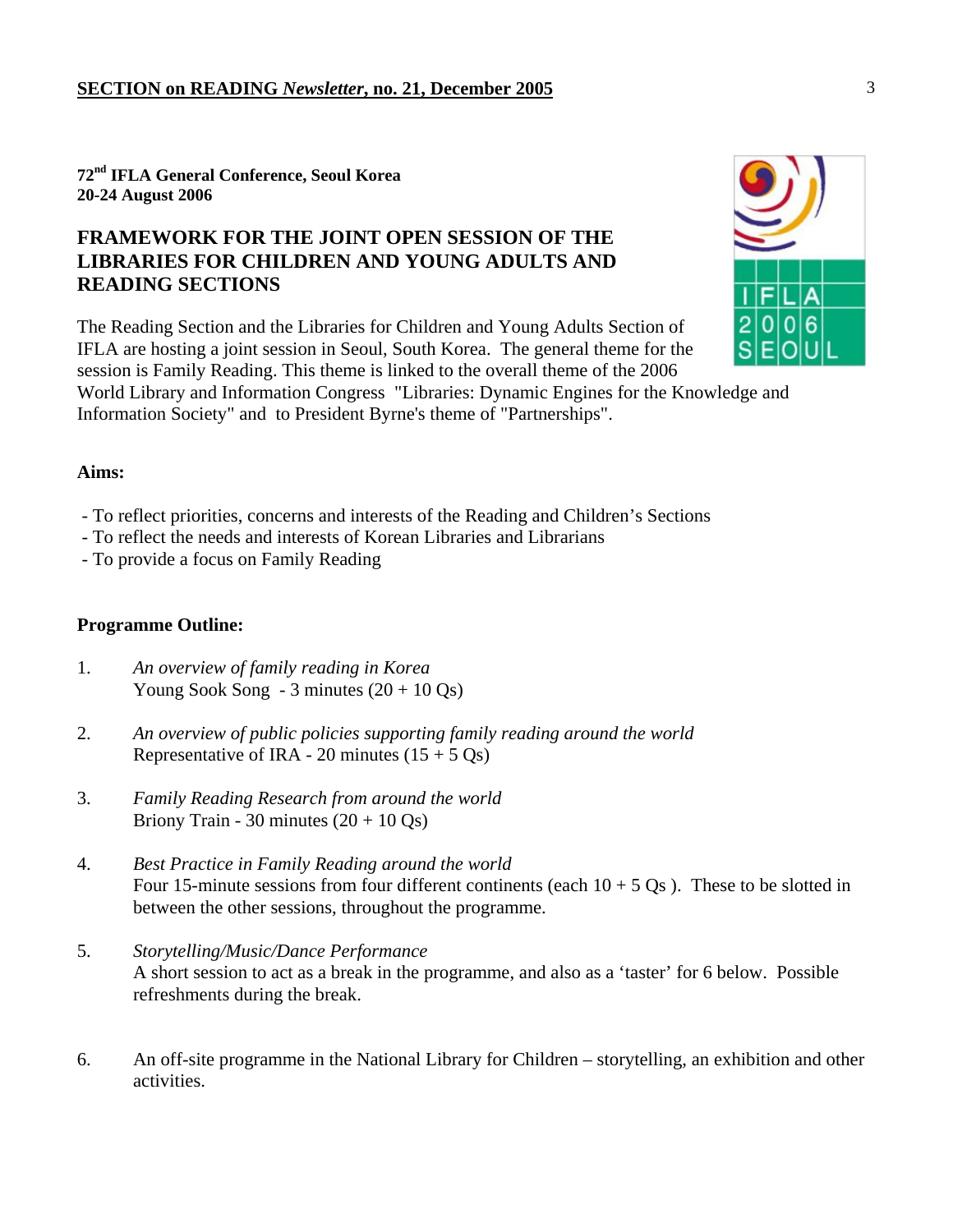**72nd IFLA General Conference, Seoul Korea**
**20-24 August 2006**

## FRAMEWORK FOR THE JOINT OPEN SESSION OF THE LIBRARIES FOR CHILDREN AND YOUNG ADULTS AND READING SECTIONS

The Reading Section and the Libraries for Children and Young Adults Section of IFLA are hosting a joint session in Seoul, South Korea. The general theme for the session is Family Reading. This theme is linked to the overall theme of the 2006 World Library and Information Congress "Libraries: Dynamic Engines for the Knowledge and Information Society" and to President Byrne's theme of "Partnerships".

**Aims:**

- To reflect priorities, concerns and interests of the Reading and Children's Sections
- To reflect the needs and interests of Korean Libraries and Librarians
- To provide a focus on Family Reading

**Programme Outline:**

1. *An overview of family reading in Korea*
   Young Sook Song - 3 minutes (20 + 10 Qs)

2. *An overview of public policies supporting family reading around the world*
   Representative of IRA - 20 minutes (15 + 5 Qs)

3. *Family Reading Research from around the world*
   Briony Train - 30 minutes (20 + 10 Qs)

4. *Best Practice in Family Reading around the world*
   Four 15-minute sessions from four different continents (each 10 + 5 Qs ). These to be slotted in between the other sessions, throughout the programme.

5. *Storytelling/Music/Dance Performance*
   A short session to act as a break in the programme, and also as a 'taster' for 6 below. Possible refreshments during the break.

6. An off-site programme in the National Library for Children – storytelling, an exhibition and other activities.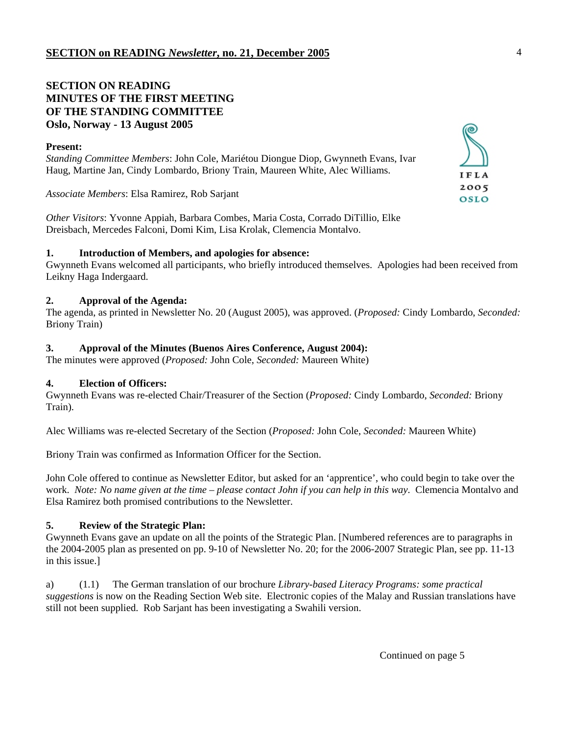## SECTION ON READING
## MINUTES OF THE FIRST MEETING
## OF THE STANDING COMMITTEE
## Oslo, Norway - 13 August 2005

**Present:**
*Standing Committee Members*: John Cole, Mariétou Diongue Diop, Gwynneth Evans, Ivar Haug, Martine Jan, Cindy Lombardo, Briony Train, Maureen White, Alec Williams.

*Associate Members*: Elsa Ramirez, Rob Sarjant

*Other Visitors*: Yvonne Appiah, Barbara Combes, Maria Costa, Corrado DiTillio, Elke Dreisbach, Mercedes Falconi, Domi Kim, Lisa Krolak, Clemencia Montalvo.

### 1. Introduction of Members, and apologies for absence:

Gwynneth Evans welcomed all participants, who briefly introduced themselves. Apologies had been received from Leikny Haga Indergaard.

### 2. Approval of the Agenda:

The agenda, as printed in Newsletter No. 20 (August 2005), was approved. (*Proposed:* Cindy Lombardo, *Seconded:* Briony Train)

### 3. Approval of the Minutes (Buenos Aires Conference, August 2004):

The minutes were approved (*Proposed:* John Cole, *Seconded:* Maureen White)

### 4. Election of Officers:

Gwynneth Evans was re-elected Chair/Treasurer of the Section (*Proposed:* Cindy Lombardo, *Seconded:* Briony Train).

Alec Williams was re-elected Secretary of the Section (*Proposed:* John Cole, *Seconded:* Maureen White)

Briony Train was confirmed as Information Officer for the Section.

John Cole offered to continue as Newsletter Editor, but asked for an 'apprentice', who could begin to take over the work. *Note: No name given at the time – please contact John if you can help in this way*. Clemencia Montalvo and Elsa Ramirez both promised contributions to the Newsletter.

### 5. Review of the Strategic Plan:

Gwynneth Evans gave an update on all the points of the Strategic Plan. [Numbered references are to paragraphs in the 2004-2005 plan as presented on pp. 9-10 of Newsletter No. 20; for the 2006-2007 Strategic Plan, see pp. 11-13 in this issue.]

a) (1.1) The German translation of our brochure *Library-based Literacy Programs: some practical suggestions* is now on the Reading Section Web site. Electronic copies of the Malay and Russian translations have still not been supplied. Rob Sarjant has been investigating a Swahili version.

Continued on page 5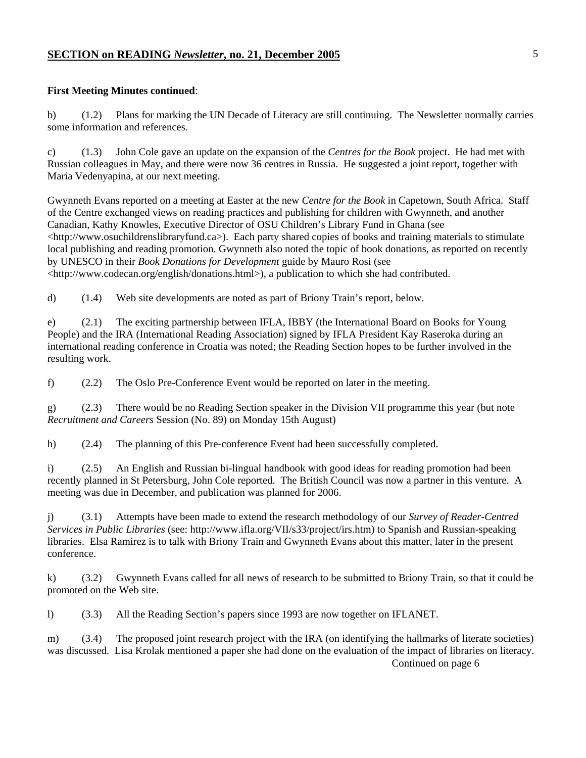**First Meeting Minutes continued**:

b) (1.2) Plans for marking the UN Decade of Literacy are still continuing. The Newsletter normally carries some information and references.

c) (1.3) John Cole gave an update on the expansion of the *Centres for the Book* project. He had met with Russian colleagues in May, and there were now 36 centres in Russia. He suggested a joint report, together with Maria Vedenyapina, at our next meeting.

Gwynneth Evans reported on a meeting at Easter at the new *Centre for the Book* in Capetown, South Africa. Staff of the Centre exchanged views on reading practices and publishing for children with Gwynneth, and another Canadian, Kathy Knowles, Executive Director of OSU Children's Library Fund in Ghana (see <http://www.osuchildrenslibraryfund.ca>). Each party shared copies of books and training materials to stimulate local publishing and reading promotion. Gwynneth also noted the topic of book donations, as reported on recently by UNESCO in their *Book Donations for Development* guide by Mauro Rosi (see <http://www.codecan.org/english/donations.html>), a publication to which she had contributed.

d) (1.4) Web site developments are noted as part of Briony Train's report, below.

e) (2.1) The exciting partnership between IFLA, IBBY (the International Board on Books for Young People) and the IRA (International Reading Association) signed by IFLA President Kay Raseroka during an international reading conference in Croatia was noted; the Reading Section hopes to be further involved in the resulting work.

f) (2.2) The Oslo Pre-Conference Event would be reported on later in the meeting.

g) (2.3) There would be no Reading Section speaker in the Division VII programme this year (but note *Recruitment and Careers* Session (No. 89) on Monday 15th August)

h) (2.4) The planning of this Pre-conference Event had been successfully completed.

i) (2.5) An English and Russian bi-lingual handbook with good ideas for reading promotion had been recently planned in St Petersburg, John Cole reported. The British Council was now a partner in this venture. A meeting was due in December, and publication was planned for 2006.

j) (3.1) Attempts have been made to extend the research methodology of our *Survey of Reader-Centred Services in Public Libraries* (see: http://www.ifla.org/VII/s33/project/irs.htm) to Spanish and Russian-speaking libraries. Elsa Ramirez is to talk with Briony Train and Gwynneth Evans about this matter, later in the present conference.

k) (3.2) Gwynneth Evans called for all news of research to be submitted to Briony Train, so that it could be promoted on the Web site.

l) (3.3) All the Reading Section's papers since 1993 are now together on IFLANET.

m) (3.4) The proposed joint research project with the IRA (on identifying the hallmarks of literate societies) was discussed. Lisa Krolak mentioned a paper she had done on the evaluation of the impact of libraries on literacy.

Continued on page 6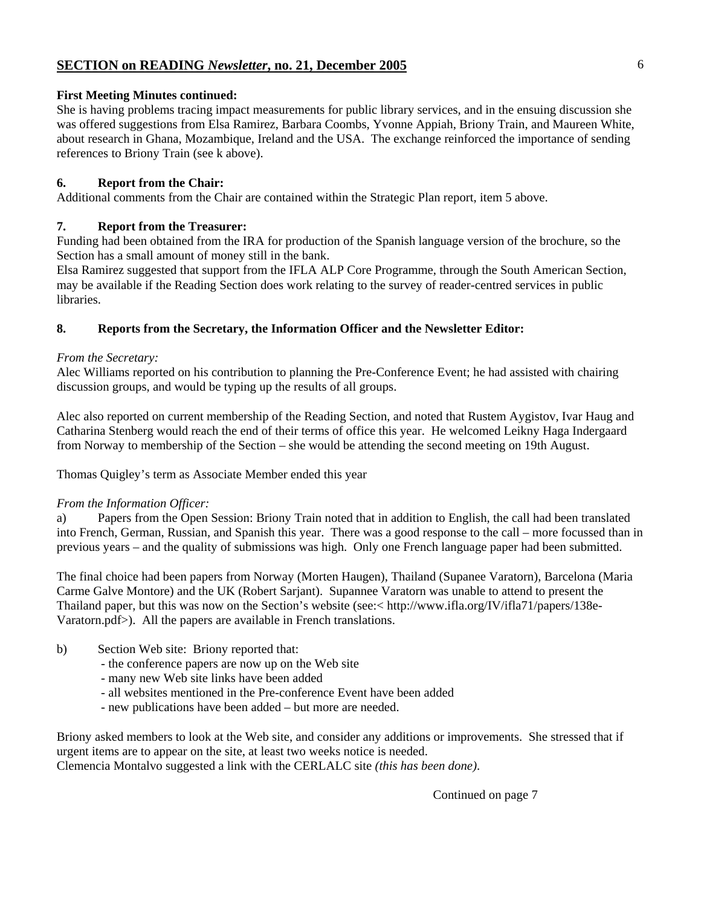**First Meeting Minutes continued:**
She is having problems tracing impact measurements for public library services, and in the ensuing discussion she was offered suggestions from Elsa Ramirez, Barbara Coombs, Yvonne Appiah, Briony Train, and Maureen White, about research in Ghana, Mozambique, Ireland and the USA. The exchange reinforced the importance of sending references to Briony Train (see k above).

**6. Report from the Chair:**
Additional comments from the Chair are contained within the Strategic Plan report, item 5 above.

**7. Report from the Treasurer:**
Funding had been obtained from the IRA for production of the Spanish language version of the brochure, so the Section has a small amount of money still in the bank.
Elsa Ramirez suggested that support from the IFLA ALP Core Programme, through the South American Section, may be available if the Reading Section does work relating to the survey of reader-centred services in public libraries.

**8. Reports from the Secretary, the Information Officer and the Newsletter Editor:**

*From the Secretary:*
Alec Williams reported on his contribution to planning the Pre-Conference Event; he had assisted with chairing discussion groups, and would be typing up the results of all groups.

Alec also reported on current membership of the Reading Section, and noted that Rustem Aygistov, Ivar Haug and Catharina Stenberg would reach the end of their terms of office this year. He welcomed Leikny Haga Indergaard from Norway to membership of the Section – she would be attending the second meeting on 19th August.

Thomas Quigley's term as Associate Member ended this year

*From the Information Officer:*
a) Papers from the Open Session: Briony Train noted that in addition to English, the call had been translated into French, German, Russian, and Spanish this year. There was a good response to the call – more focussed than in previous years – and the quality of submissions was high. Only one French language paper had been submitted.

The final choice had been papers from Norway (Morten Haugen), Thailand (Supanee Varatorn), Barcelona (Maria Carme Galve Montore) and the UK (Robert Sarjant). Supannee Varatorn was unable to attend to present the Thailand paper, but this was now on the Section's website (see:< http://www.ifla.org/IV/ifla71/papers/138e-Varatorn.pdf>). All the papers are available in French translations.

b) Section Web site: Briony reported that:
- the conference papers are now up on the Web site
- many new Web site links have been added
- all websites mentioned in the Pre-conference Event have been added
- new publications have been added – but more are needed.

Briony asked members to look at the Web site, and consider any additions or improvements. She stressed that if urgent items are to appear on the site, at least two weeks notice is needed.
Clemencia Montalvo suggested a link with the CERLALC site *(this has been done)*.

Continued on page 7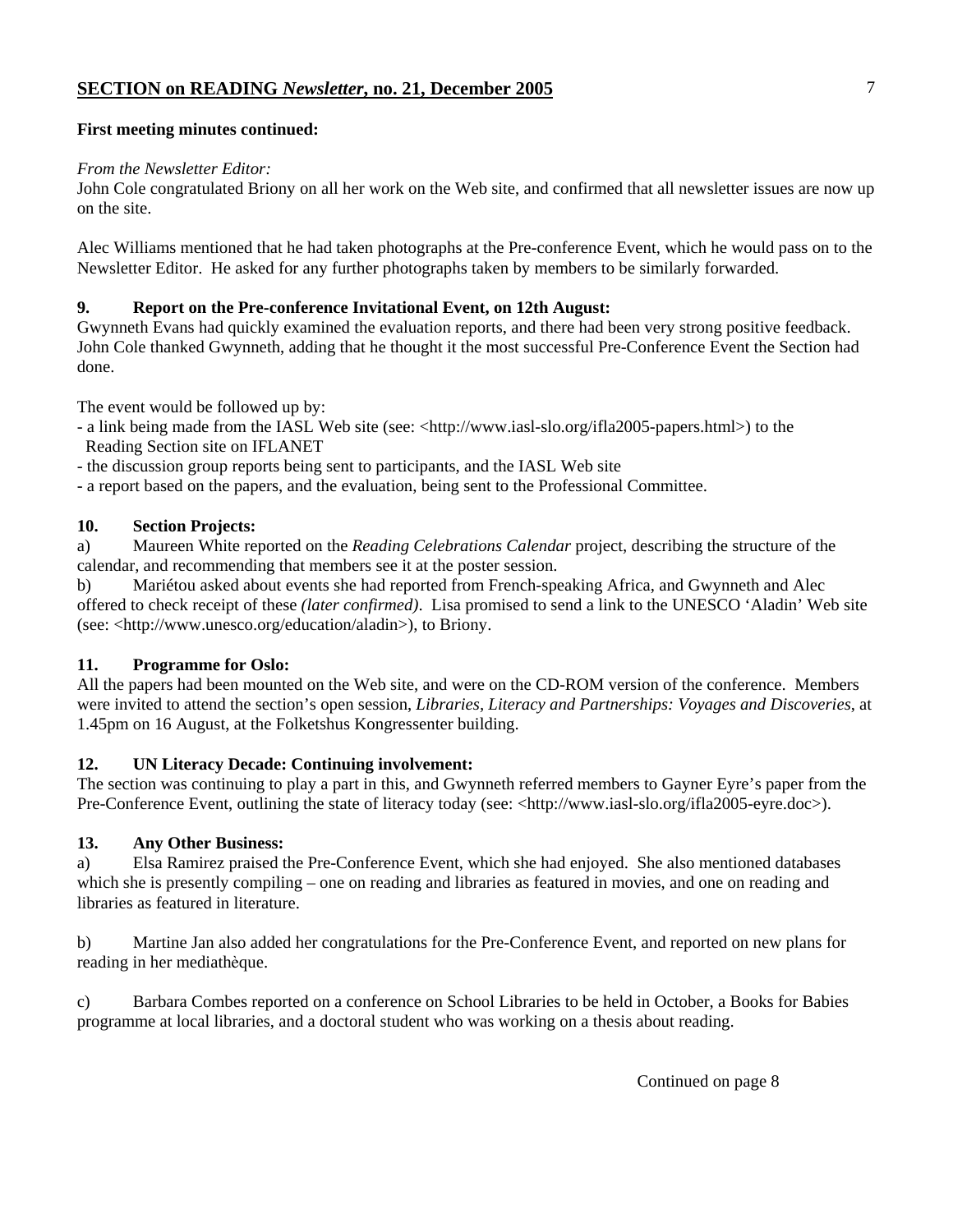**First meeting minutes continued:**

*From the Newsletter Editor:*
John Cole congratulated Briony on all her work on the Web site, and confirmed that all newsletter issues are now up on the site.

Alec Williams mentioned that he had taken photographs at the Pre-conference Event, which he would pass on to the Newsletter Editor. He asked for any further photographs taken by members to be similarly forwarded.

**9. Report on the Pre-conference Invitational Event, on 12th August:**
Gwynneth Evans had quickly examined the evaluation reports, and there had been very strong positive feedback. John Cole thanked Gwynneth, adding that he thought it the most successful Pre-Conference Event the Section had done.

The event would be followed up by:
- a link being made from the IASL Web site (see: <http://www.iasl-slo.org/ifla2005-papers.html>) to the Reading Section site on IFLANET
- the discussion group reports being sent to participants, and the IASL Web site
- a report based on the papers, and the evaluation, being sent to the Professional Committee.

**10. Section Projects:**
a) Maureen White reported on the *Reading Celebrations Calendar* project, describing the structure of the calendar, and recommending that members see it at the poster session.
b) Mariétou asked about events she had reported from French-speaking Africa, and Gwynneth and Alec offered to check receipt of these *(later confirmed)*. Lisa promised to send a link to the UNESCO 'Aladin' Web site (see: <http://www.unesco.org/education/aladin>), to Briony.

**11. Programme for Oslo:**
All the papers had been mounted on the Web site, and were on the CD-ROM version of the conference. Members were invited to attend the section's open session, *Libraries, Literacy and Partnerships: Voyages and Discoveries*, at 1.45pm on 16 August, at the Folketshus Kongressenter building.

**12. UN Literacy Decade: Continuing involvement:**
The section was continuing to play a part in this, and Gwynneth referred members to Gayner Eyre's paper from the Pre-Conference Event, outlining the state of literacy today (see: <http://www.iasl-slo.org/ifla2005-eyre.doc>).

**13. Any Other Business:**
a) Elsa Ramirez praised the Pre-Conference Event, which she had enjoyed. She also mentioned databases which she is presently compiling – one on reading and libraries as featured in movies, and one on reading and libraries as featured in literature.

b) Martine Jan also added her congratulations for the Pre-Conference Event, and reported on new plans for reading in her mediathèque.

c) Barbara Combes reported on a conference on School Libraries to be held in October, a Books for Babies programme at local libraries, and a doctoral student who was working on a thesis about reading.

Continued on page 8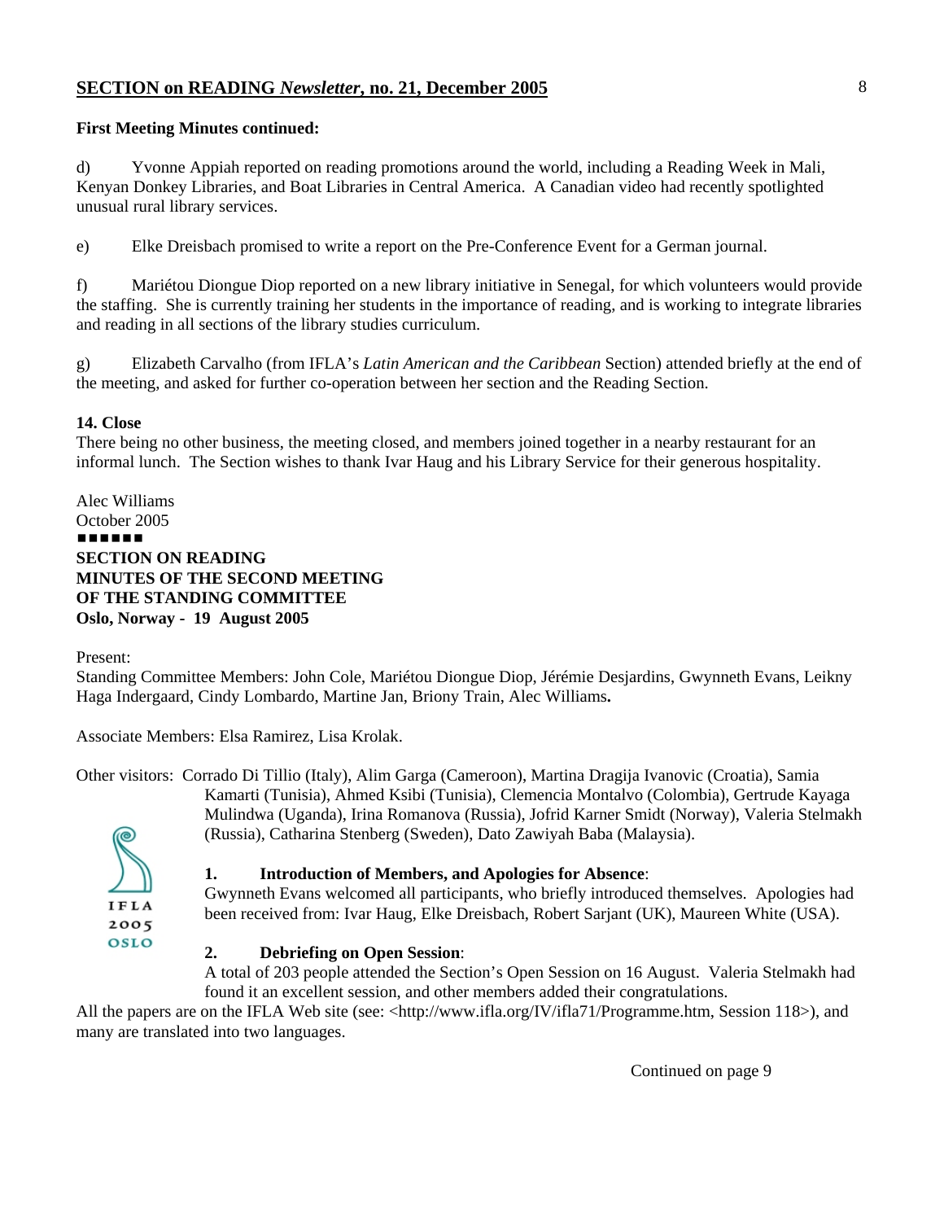**First Meeting Minutes continued:**

d) Yvonne Appiah reported on reading promotions around the world, including a Reading Week in Mali, Kenyan Donkey Libraries, and Boat Libraries in Central America. A Canadian video had recently spotlighted unusual rural library services.

e) Elke Dreisbach promised to write a report on the Pre-Conference Event for a German journal.

f) Mariétou Diongue Diop reported on a new library initiative in Senegal, for which volunteers would provide the staffing. She is currently training her students in the importance of reading, and is working to integrate libraries and reading in all sections of the library studies curriculum.

g) Elizabeth Carvalho (from IFLA's *Latin American and the Caribbean* Section) attended briefly at the end of the meeting, and asked for further co-operation between her section and the Reading Section.

**14. Close**

There being no other business, the meeting closed, and members joined together in a nearby restaurant for an informal lunch. The Section wishes to thank Ivar Haug and his Library Service for their generous hospitality.

Alec Williams
October 2005

■■■■■■

**SECTION ON READING**
**MINUTES OF THE SECOND MEETING**
**OF THE STANDING COMMITTEE**
**Oslo, Norway - 19 August 2005**

Present:

Standing Committee Members: John Cole, Mariétou Diongue Diop, Jérémie Desjardins, Gwynneth Evans, Leikny Haga Indergaard, Cindy Lombardo, Martine Jan, Briony Train, Alec Williams**.**

Associate Members: Elsa Ramirez, Lisa Krolak.

Other visitors: Corrado Di Tillio (Italy), Alim Garga (Cameroon), Martina Dragija Ivanovic (Croatia), Samia Kamarti (Tunisia), Ahmed Ksibi (Tunisia), Clemencia Montalvo (Colombia), Gertrude Kayaga Mulindwa (Uganda), Irina Romanova (Russia), Jofrid Karner Smidt (Norway), Valeria Stelmakh (Russia), Catharina Stenberg (Sweden), Dato Zawiyah Baba (Malaysia).

**1. Introduction of Members, and Apologies for Absence**:

Gwynneth Evans welcomed all participants, who briefly introduced themselves. Apologies had been received from: Ivar Haug, Elke Dreisbach, Robert Sarjant (UK), Maureen White (USA).

**2. Debriefing on Open Session**:

A total of 203 people attended the Section's Open Session on 16 August. Valeria Stelmakh had found it an excellent session, and other members added their congratulations. All the papers are on the IFLA Web site (see: <http://www.ifla.org/IV/ifla71/Programme.htm, Session 118>), and many are translated into two languages.

Continued on page 9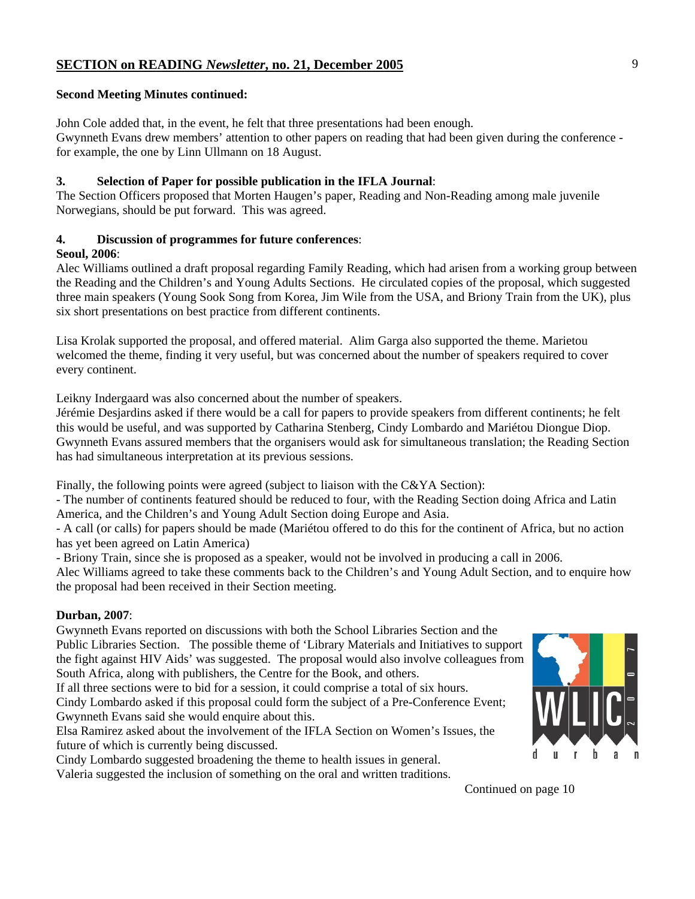**Second Meeting Minutes continued:**

John Cole added that, in the event, he felt that three presentations had been enough.
Gwynneth Evans drew members' attention to other papers on reading that had been given during the conference - for example, the one by Linn Ullmann on 18 August.

**3. Selection of Paper for possible publication in the IFLA Journal**:
The Section Officers proposed that Morten Haugen's paper, Reading and Non-Reading among male juvenile Norwegians, should be put forward. This was agreed.

**4. Discussion of programmes for future conferences**:

**Seoul, 2006**:
Alec Williams outlined a draft proposal regarding Family Reading, which had arisen from a working group between the Reading and the Children's and Young Adults Sections. He circulated copies of the proposal, which suggested three main speakers (Young Sook Song from Korea, Jim Wile from the USA, and Briony Train from the UK), plus six short presentations on best practice from different continents.

Lisa Krolak supported the proposal, and offered material. Alim Garga also supported the theme. Marietou welcomed the theme, finding it very useful, but was concerned about the number of speakers required to cover every continent.

Leikny Indergaard was also concerned about the number of speakers.
Jérémie Desjardins asked if there would be a call for papers to provide speakers from different continents; he felt this would be useful, and was supported by Catharina Stenberg, Cindy Lombardo and Mariétou Diongue Diop.
Gwynneth Evans assured members that the organisers would ask for simultaneous translation; the Reading Section has had simultaneous interpretation at its previous sessions.

Finally, the following points were agreed (subject to liaison with the C&YA Section):
- The number of continents featured should be reduced to four, with the Reading Section doing Africa and Latin America, and the Children's and Young Adult Section doing Europe and Asia.
- A call (or calls) for papers should be made (Mariétou offered to do this for the continent of Africa, but no action has yet been agreed on Latin America)
- Briony Train, since she is proposed as a speaker, would not be involved in producing a call in 2006.

Alec Williams agreed to take these comments back to the Children's and Young Adult Section, and to enquire how the proposal had been received in their Section meeting.

**Durban, 2007**:
Gwynneth Evans reported on discussions with both the School Libraries Section and the Public Libraries Section. The possible theme of 'Library Materials and Initiatives to support the fight against HIV Aids' was suggested. The proposal would also involve colleagues from South Africa, along with publishers, the Centre for the Book, and others.
If all three sections were to bid for a session, it could comprise a total of six hours.
Cindy Lombardo asked if this proposal could form the subject of a Pre-Conference Event; Gwynneth Evans said she would enquire about this.
Elsa Ramirez asked about the involvement of the IFLA Section on Women's Issues, the future of which is currently being discussed.
Cindy Lombardo suggested broadening the theme to health issues in general.
Valeria suggested the inclusion of something on the oral and written traditions.

Continued on page 10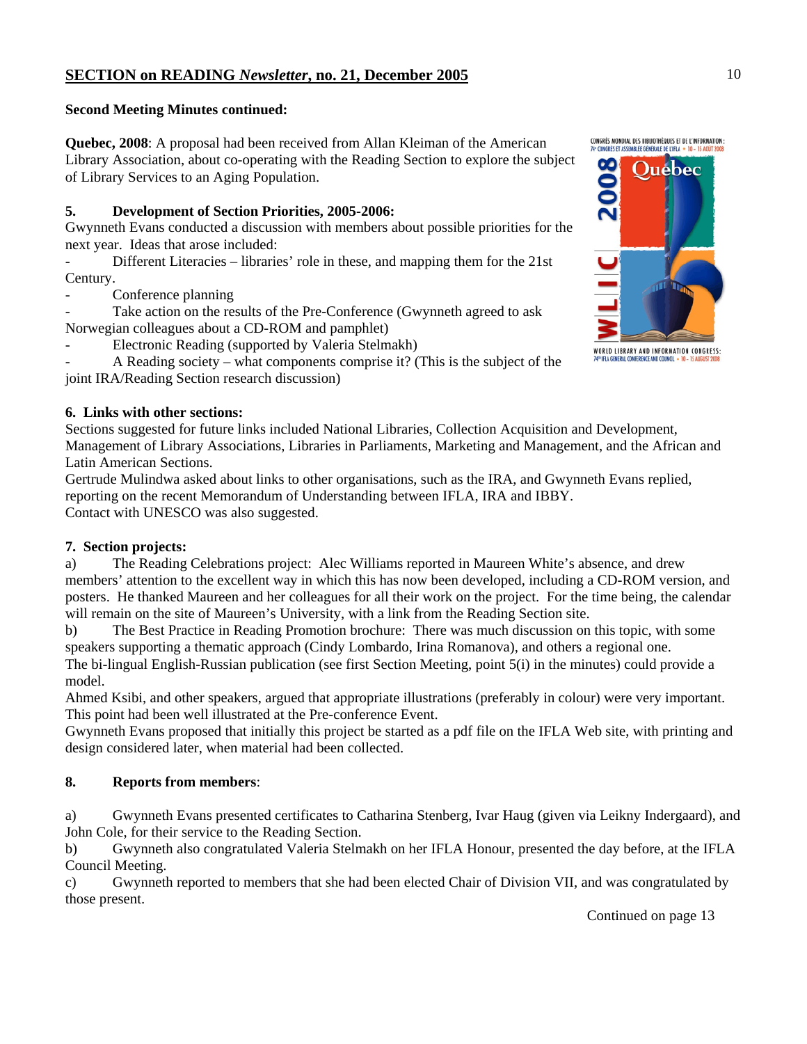## SECTION on READING *Newsletter*, no. 21, December 2005

**Second Meeting Minutes continued:**

**Quebec, 2008**: A proposal had been received from Allan Kleiman of the American Library Association, about co-operating with the Reading Section to explore the subject of Library Services to an Aging Population.

**5. Development of Section Priorities, 2005-2006:**

Gwynneth Evans conducted a discussion with members about possible priorities for the next year. Ideas that arose included:

- Different Literacies – libraries' role in these, and mapping them for the 21st Century.
- Conference planning
- Take action on the results of the Pre-Conference (Gwynneth agreed to ask Norwegian colleagues about a CD-ROM and pamphlet)
- Electronic Reading (supported by Valeria Stelmakh)
- A Reading society – what components comprise it? (This is the subject of the joint IRA/Reading Section research discussion)

**6. Links with other sections:**

Sections suggested for future links included National Libraries, Collection Acquisition and Development, Management of Library Associations, Libraries in Parliaments, Marketing and Management, and the African and Latin American Sections.

Gertrude Mulindwa asked about links to other organisations, such as the IRA, and Gwynneth Evans replied, reporting on the recent Memorandum of Understanding between IFLA, IRA and IBBY.

Contact with UNESCO was also suggested.

**7. Section projects:**

a) The Reading Celebrations project: Alec Williams reported in Maureen White's absence, and drew members' attention to the excellent way in which this has now been developed, including a CD-ROM version, and posters. He thanked Maureen and her colleagues for all their work on the project. For the time being, the calendar will remain on the site of Maureen's University, with a link from the Reading Section site.

b) The Best Practice in Reading Promotion brochure: There was much discussion on this topic, with some speakers supporting a thematic approach (Cindy Lombardo, Irina Romanova), and others a regional one.

The bi-lingual English-Russian publication (see first Section Meeting, point 5(i) in the minutes) could provide a model.

Ahmed Ksibi, and other speakers, argued that appropriate illustrations (preferably in colour) were very important. This point had been well illustrated at the Pre-conference Event.

Gwynneth Evans proposed that initially this project be started as a pdf file on the IFLA Web site, with printing and design considered later, when material had been collected.

**8. Reports from members**:

a) Gwynneth Evans presented certificates to Catharina Stenberg, Ivar Haug (given via Leikny Indergaard), and John Cole, for their service to the Reading Section.

b) Gwynneth also congratulated Valeria Stelmakh on her IFLA Honour, presented the day before, at the IFLA Council Meeting.

c) Gwynneth reported to members that she had been elected Chair of Division VII, and was congratulated by those present.

Continued on page 13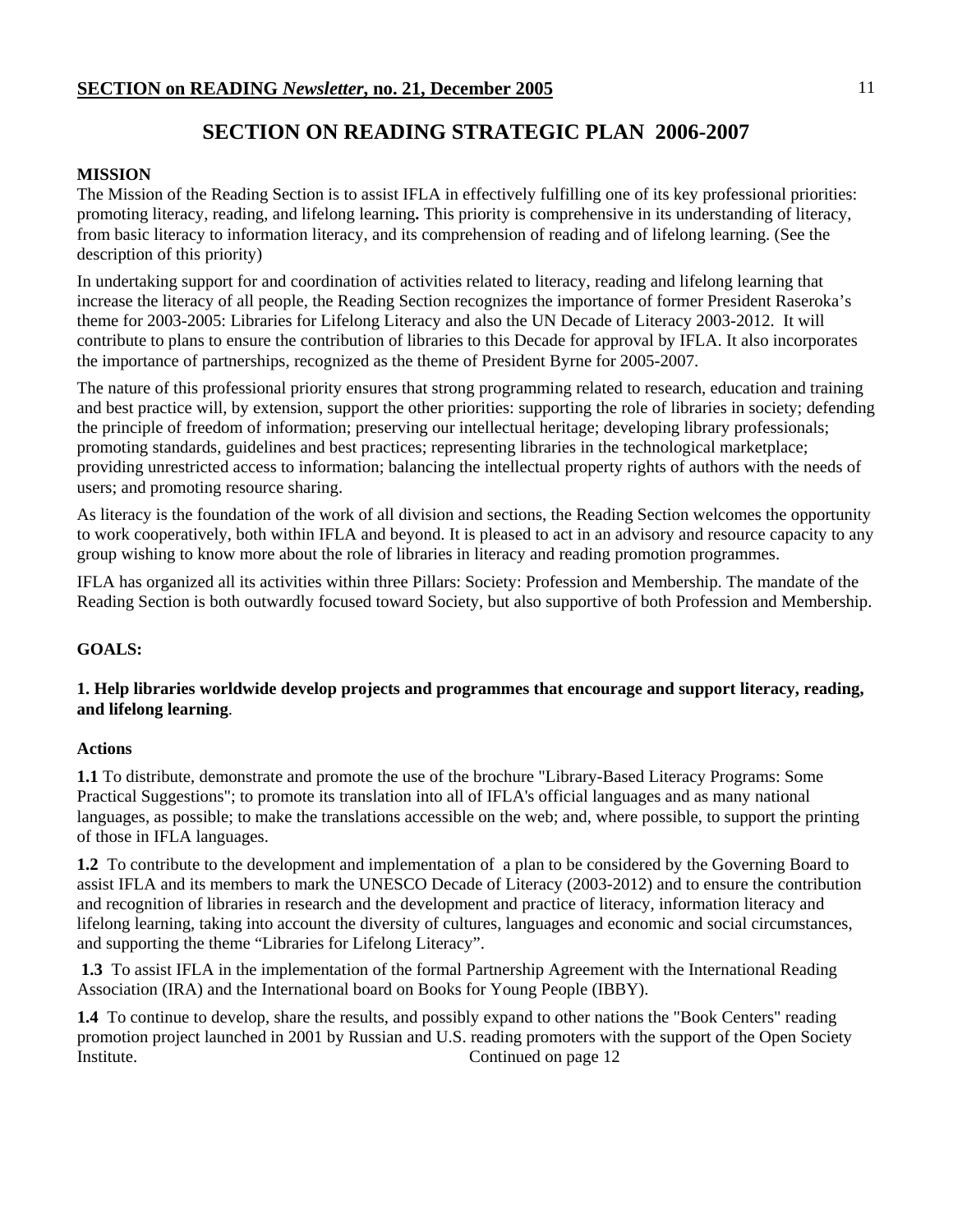# SECTION ON READING STRATEGIC PLAN 2006-2007

**MISSION**

The Mission of the Reading Section is to assist IFLA in effectively fulfilling one of its key professional priorities: promoting literacy, reading, and lifelong learning**.** This priority is comprehensive in its understanding of literacy, from basic literacy to information literacy, and its comprehension of reading and of lifelong learning. (See the description of this priority)

In undertaking support for and coordination of activities related to literacy, reading and lifelong learning that increase the literacy of all people, the Reading Section recognizes the importance of former President Raseroka's theme for 2003-2005: Libraries for Lifelong Literacy and also the UN Decade of Literacy 2003-2012. It will contribute to plans to ensure the contribution of libraries to this Decade for approval by IFLA. It also incorporates the importance of partnerships, recognized as the theme of President Byrne for 2005-2007.

The nature of this professional priority ensures that strong programming related to research, education and training and best practice will, by extension, support the other priorities: supporting the role of libraries in society; defending the principle of freedom of information; preserving our intellectual heritage; developing library professionals; promoting standards, guidelines and best practices; representing libraries in the technological marketplace; providing unrestricted access to information; balancing the intellectual property rights of authors with the needs of users; and promoting resource sharing.

As literacy is the foundation of the work of all division and sections, the Reading Section welcomes the opportunity to work cooperatively, both within IFLA and beyond. It is pleased to act in an advisory and resource capacity to any group wishing to know more about the role of libraries in literacy and reading promotion programmes.

IFLA has organized all its activities within three Pillars: Society: Profession and Membership. The mandate of the Reading Section is both outwardly focused toward Society, but also supportive of both Profession and Membership.

**GOALS:**

**1. Help libraries worldwide develop projects and programmes that encourage and support literacy, reading, and lifelong learning**.

**Actions**

**1.1** To distribute, demonstrate and promote the use of the brochure "Library-Based Literacy Programs: Some Practical Suggestions"; to promote its translation into all of IFLA's official languages and as many national languages, as possible; to make the translations accessible on the web; and, where possible, to support the printing of those in IFLA languages.

**1.2** To contribute to the development and implementation of a plan to be considered by the Governing Board to assist IFLA and its members to mark the UNESCO Decade of Literacy (2003-2012) and to ensure the contribution and recognition of libraries in research and the development and practice of literacy, information literacy and lifelong learning, taking into account the diversity of cultures, languages and economic and social circumstances, and supporting the theme "Libraries for Lifelong Literacy".

**1.3** To assist IFLA in the implementation of the formal Partnership Agreement with the International Reading Association (IRA) and the International board on Books for Young People (IBBY).

**1.4** To continue to develop, share the results, and possibly expand to other nations the "Book Centers" reading promotion project launched in 2001 by Russian and U.S. reading promoters with the support of the Open Society Institute. Continued on page 12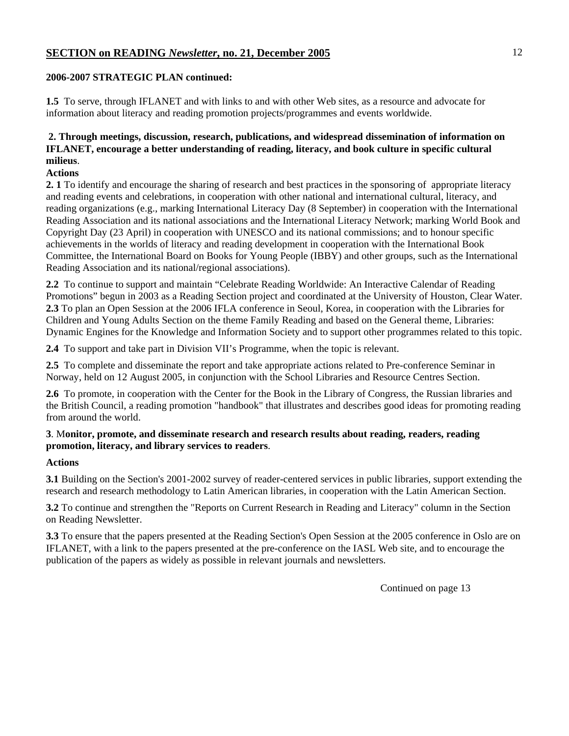**2006-2007 STRATEGIC PLAN continued:**

**1.5** To serve, through IFLANET and with links to and with other Web sites, as a resource and advocate for information about literacy and reading promotion projects/programmes and events worldwide.

**2. Through meetings, discussion, research, publications, and widespread dissemination of information on IFLANET, encourage a better understanding of reading, literacy, and book culture in specific cultural milieus**.

**Actions**

**2. 1** To identify and encourage the sharing of research and best practices in the sponsoring of appropriate literacy and reading events and celebrations, in cooperation with other national and international cultural, literacy, and reading organizations (e.g., marking International Literacy Day (8 September) in cooperation with the International Reading Association and its national associations and the International Literacy Network; marking World Book and Copyright Day (23 April) in cooperation with UNESCO and its national commissions; and to honour specific achievements in the worlds of literacy and reading development in cooperation with the International Book Committee, the International Board on Books for Young People (IBBY) and other groups, such as the International Reading Association and its national/regional associations).

**2.2** To continue to support and maintain "Celebrate Reading Worldwide: An Interactive Calendar of Reading Promotions" begun in 2003 as a Reading Section project and coordinated at the University of Houston, Clear Water.

**2.3** To plan an Open Session at the 2006 IFLA conference in Seoul, Korea, in cooperation with the Libraries for Children and Young Adults Section on the theme Family Reading and based on the General theme, Libraries: Dynamic Engines for the Knowledge and Information Society and to support other programmes related to this topic.

**2.4** To support and take part in Division VII's Programme, when the topic is relevant.

**2.5** To complete and disseminate the report and take appropriate actions related to Pre-conference Seminar in Norway, held on 12 August 2005, in conjunction with the School Libraries and Resource Centres Section.

**2.6** To promote, in cooperation with the Center for the Book in the Library of Congress, the Russian libraries and the British Council, a reading promotion "handbook" that illustrates and describes good ideas for promoting reading from around the world.

**3**. M**onitor, promote, and disseminate research and research results about reading, readers, reading promotion, literacy, and library services to readers**.

**Actions**

**3.1** Building on the Section's 2001-2002 survey of reader-centered services in public libraries, support extending the research and research methodology to Latin American libraries, in cooperation with the Latin American Section.

**3.2** To continue and strengthen the "Reports on Current Research in Reading and Literacy" column in the Section on Reading Newsletter.

**3.3** To ensure that the papers presented at the Reading Section's Open Session at the 2005 conference in Oslo are on IFLANET, with a link to the papers presented at the pre-conference on the IASL Web site, and to encourage the publication of the papers as widely as possible in relevant journals and newsletters.

Continued on page 13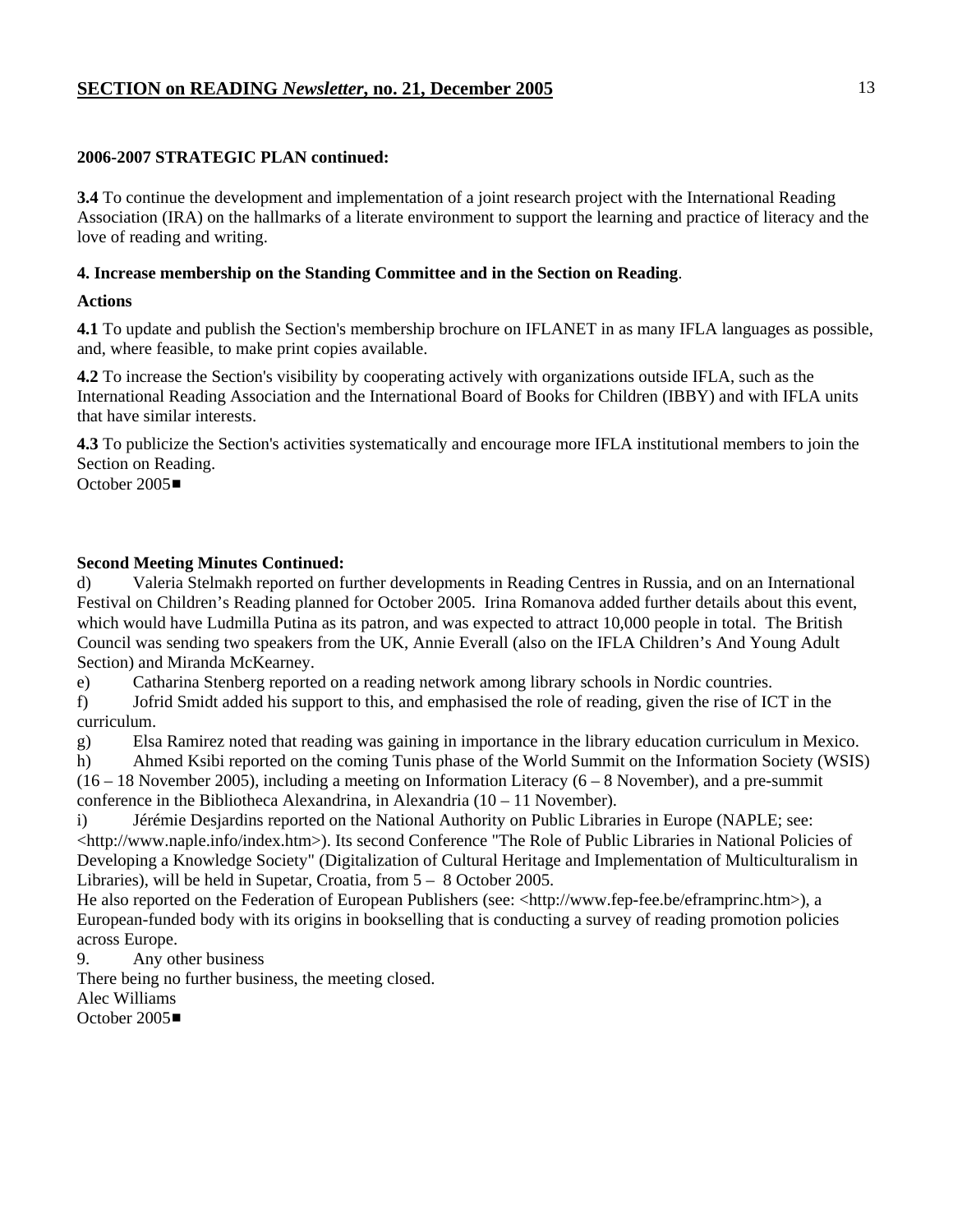**2006-2007 STRATEGIC PLAN continued:**

**3.4** To continue the development and implementation of a joint research project with the International Reading Association (IRA) on the hallmarks of a literate environment to support the learning and practice of literacy and the love of reading and writing.

**4. Increase membership on the Standing Committee and in the Section on Reading**.

**Actions**

**4.1** To update and publish the Section's membership brochure on IFLANET in as many IFLA languages as possible, and, where feasible, to make print copies available.

**4.2** To increase the Section's visibility by cooperating actively with organizations outside IFLA, such as the International Reading Association and the International Board of Books for Children (IBBY) and with IFLA units that have similar interests.

**4.3** To publicize the Section's activities systematically and encourage more IFLA institutional members to join the Section on Reading.
October 2005■

**Second Meeting Minutes Continued:**

d) Valeria Stelmakh reported on further developments in Reading Centres in Russia, and on an International Festival on Children's Reading planned for October 2005. Irina Romanova added further details about this event, which would have Ludmilla Putina as its patron, and was expected to attract 10,000 people in total. The British Council was sending two speakers from the UK, Annie Everall (also on the IFLA Children's And Young Adult Section) and Miranda McKearney.

e) Catharina Stenberg reported on a reading network among library schools in Nordic countries.

f) Jofrid Smidt added his support to this, and emphasised the role of reading, given the rise of ICT in the curriculum.

g) Elsa Ramirez noted that reading was gaining in importance in the library education curriculum in Mexico.

h) Ahmed Ksibi reported on the coming Tunis phase of the World Summit on the Information Society (WSIS) (16 – 18 November 2005), including a meeting on Information Literacy (6 – 8 November), and a pre-summit conference in the Bibliotheca Alexandrina, in Alexandria (10 – 11 November).

i) Jérémie Desjardins reported on the National Authority on Public Libraries in Europe (NAPLE; see: <http://www.naple.info/index.htm>). Its second Conference "The Role of Public Libraries in National Policies of Developing a Knowledge Society" (Digitalization of Cultural Heritage and Implementation of Multiculturalism in Libraries), will be held in Supetar, Croatia, from 5 – 8 October 2005.
He also reported on the Federation of European Publishers (see: <http://www.fep-fee.be/eframprinc.htm>), a European-funded body with its origins in bookselling that is conducting a survey of reading promotion policies across Europe.

9. Any other business

There being no further business, the meeting closed.
Alec Williams
October 2005■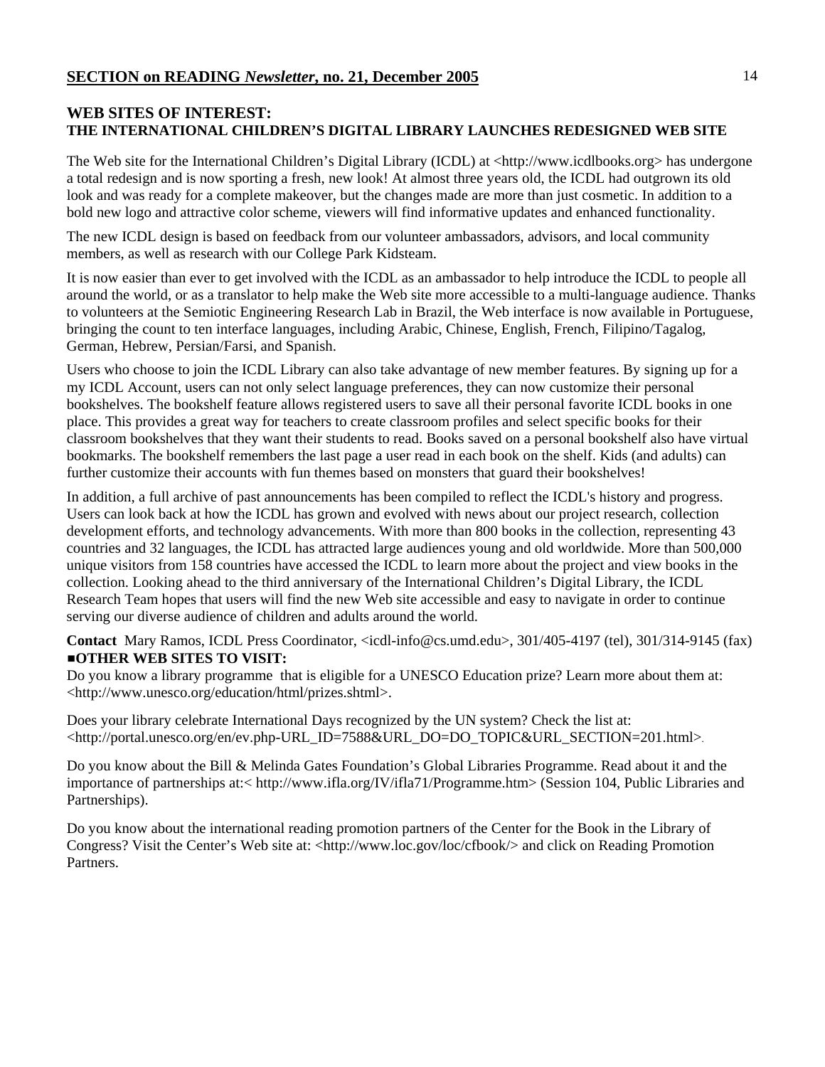## WEB SITES OF INTEREST:
## THE INTERNATIONAL CHILDREN'S DIGITAL LIBRARY LAUNCHES REDESIGNED WEB SITE

The Web site for the International Children's Digital Library (ICDL) at <http://www.icdlbooks.org> has undergone a total redesign and is now sporting a fresh, new look! At almost three years old, the ICDL had outgrown its old look and was ready for a complete makeover, but the changes made are more than just cosmetic. In addition to a bold new logo and attractive color scheme, viewers will find informative updates and enhanced functionality.

The new ICDL design is based on feedback from our volunteer ambassadors, advisors, and local community members, as well as research with our College Park Kidsteam.

It is now easier than ever to get involved with the ICDL as an ambassador to help introduce the ICDL to people all around the world, or as a translator to help make the Web site more accessible to a multi-language audience. Thanks to volunteers at the Semiotic Engineering Research Lab in Brazil, the Web interface is now available in Portuguese, bringing the count to ten interface languages, including Arabic, Chinese, English, French, Filipino/Tagalog, German, Hebrew, Persian/Farsi, and Spanish.

Users who choose to join the ICDL Library can also take advantage of new member features. By signing up for a my ICDL Account, users can not only select language preferences, they can now customize their personal bookshelves. The bookshelf feature allows registered users to save all their personal favorite ICDL books in one place. This provides a great way for teachers to create classroom profiles and select specific books for their classroom bookshelves that they want their students to read. Books saved on a personal bookshelf also have virtual bookmarks. The bookshelf remembers the last page a user read in each book on the shelf. Kids (and adults) can further customize their accounts with fun themes based on monsters that guard their bookshelves!

In addition, a full archive of past announcements has been compiled to reflect the ICDL's history and progress. Users can look back at how the ICDL has grown and evolved with news about our project research, collection development efforts, and technology advancements. With more than 800 books in the collection, representing 43 countries and 32 languages, the ICDL has attracted large audiences young and old worldwide. More than 500,000 unique visitors from 158 countries have accessed the ICDL to learn more about the project and view books in the collection. Looking ahead to the third anniversary of the International Children's Digital Library, the ICDL Research Team hopes that users will find the new Web site accessible and easy to navigate in order to continue serving our diverse audience of children and adults around the world.

**Contact** Mary Ramos, ICDL Press Coordinator, <icdl-info@cs.umd.edu>, 301/405-4197 (tel), 301/314-9145 (fax)

**■OTHER WEB SITES TO VISIT:**

Do you know a library programme that is eligible for a UNESCO Education prize? Learn more about them at: <http://www.unesco.org/education/html/prizes.shtml>.

Does your library celebrate International Days recognized by the UN system? Check the list at: <http://portal.unesco.org/en/ev.php-URL_ID=7588&URL_DO=DO_TOPIC&URL_SECTION=201.html>.

Do you know about the Bill & Melinda Gates Foundation's Global Libraries Programme. Read about it and the importance of partnerships at:< http://www.ifla.org/IV/ifla71/Programme.htm> (Session 104, Public Libraries and Partnerships).

Do you know about the international reading promotion partners of the Center for the Book in the Library of Congress? Visit the Center's Web site at: <http://www.loc.gov/loc/cfbook/> and click on Reading Promotion Partners.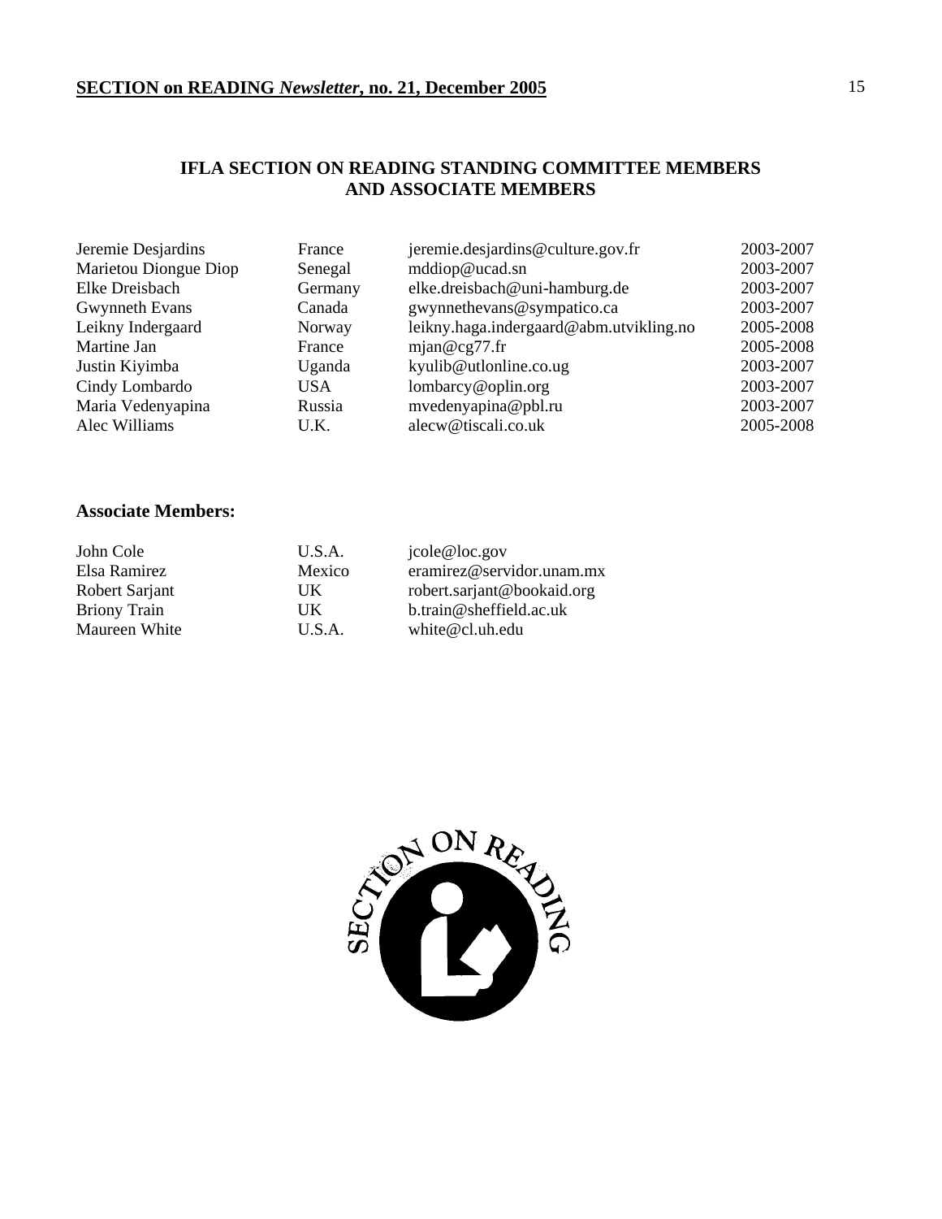## IFLA SECTION ON READING STANDING COMMITTEE MEMBERS AND ASSOCIATE MEMBERS

| | | | |
|---|---|---|---|
| Jeremie Desjardins | France | jeremie.desjardins@culture.gov.fr | 2003-2007 |
| Marietou Diongue Diop | Senegal | mddiop@ucad.sn | 2003-2007 |
| Elke Dreisbach | Germany | elke.dreisbach@uni-hamburg.de | 2003-2007 |
| Gwynneth Evans | Canada | gwynnethevans@sympatico.ca | 2003-2007 |
| Leikny Indergaard | Norway | leikny.haga.indergaard@abm.utvikling.no | 2005-2008 |
| Martine Jan | France | mjan@cg77.fr | 2005-2008 |
| Justin Kiyimba | Uganda | kyulib@utlonline.co.ug | 2003-2007 |
| Cindy Lombardo | USA | lombarcy@oplin.org | 2003-2007 |
| Maria Vedenyapina | Russia | mvedenyapina@pbl.ru | 2003-2007 |
| Alec Williams | U.K. | alecw@tiscali.co.uk | 2005-2008 |

### Associate Members:

| | | |
|---|---|---|
| John Cole | U.S.A. | jcole@loc.gov |
| Elsa Ramirez | Mexico | eramirez@servidor.unam.mx |
| Robert Sarjant | UK | robert.sarjant@bookaid.org |
| Briony Train | UK | b.train@sheffield.ac.uk |
| Maureen White | U.S.A. | white@cl.uh.edu |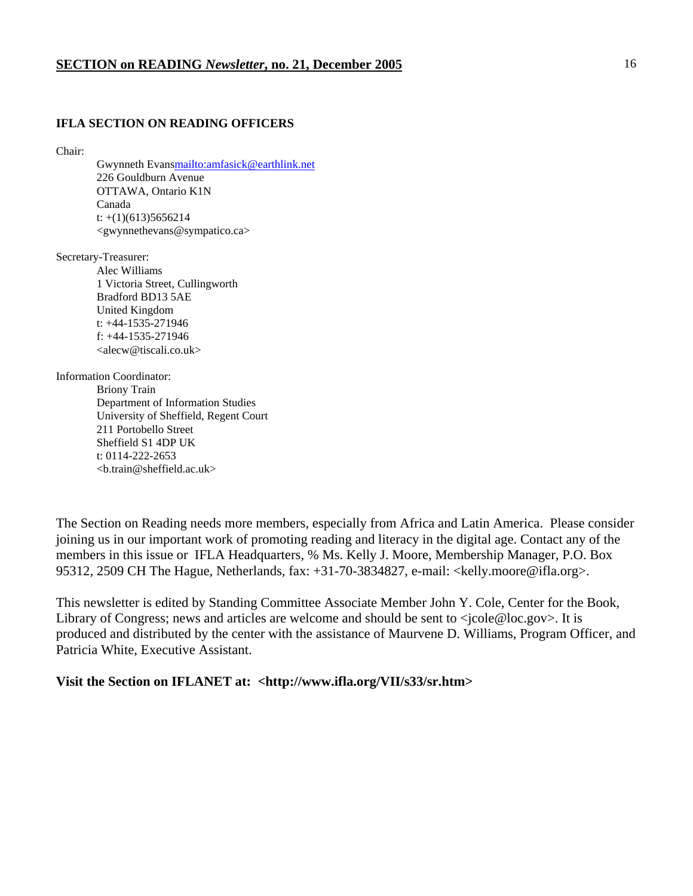## IFLA SECTION ON READING OFFICERS

Chair:

Gwynneth Evans[mailto:amfasick@earthlink.net](mailto:amfasick@earthlink.net)
226 Gouldburn Avenue
OTTAWA, Ontario K1N
Canada
t: +(1)(613)5656214
<gwynnethevans@sympatico.ca>

Secretary-Treasurer:

Alec Williams
1 Victoria Street, Cullingworth
Bradford BD13 5AE
United Kingdom
t: +44-1535-271946
f: +44-1535-271946
<alecw@tiscali.co.uk>

Information Coordinator:

Briony Train
Department of Information Studies
University of Sheffield, Regent Court
211 Portobello Street
Sheffield S1 4DP UK
t: 0114-222-2653
<b.train@sheffield.ac.uk>

The Section on Reading needs more members, especially from Africa and Latin America. Please consider joining us in our important work of promoting reading and literacy in the digital age. Contact any of the members in this issue or IFLA Headquarters, % Ms. Kelly J. Moore, Membership Manager, P.O. Box 95312, 2509 CH The Hague, Netherlands, fax: +31-70-3834827, e-mail: <kelly.moore@ifla.org>.

This newsletter is edited by Standing Committee Associate Member John Y. Cole, Center for the Book, Library of Congress; news and articles are welcome and should be sent to <jcole@loc.gov>. It is produced and distributed by the center with the assistance of Maurvene D. Williams, Program Officer, and Patricia White, Executive Assistant.

**Visit the Section on IFLANET at: <http://www.ifla.org/VII/s33/sr.htm>**